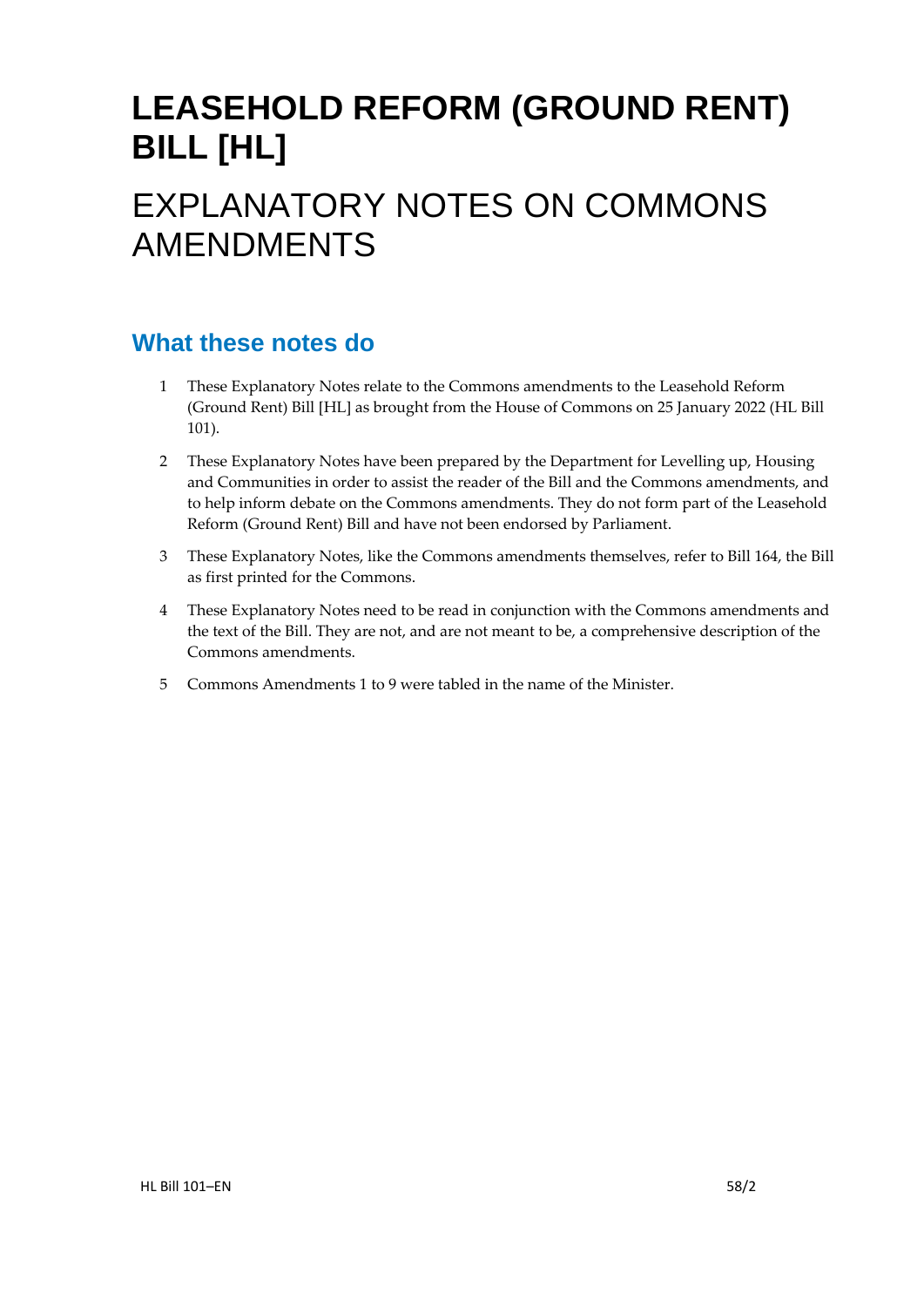# LEASEHOLD REFORM (GROUND RENT) BILL [HL]

# EXPLANATORY NOTES ON COMMONS AMENDMENTS

## What these notes do

1. These Explanatory Notes relate to the Commons amendments to the Leasehold Reform (Ground Rent) Bill [HL] as brought from the House of Commons on 25 January 2022 (HL Bill 101).

2. These Explanatory Notes have been prepared by the Department for Levelling up, Housing and Communities in order to assist the reader of the Bill and the Commons amendments, and to help inform debate on the Commons amendments. They do not form part of the Leasehold Reform (Ground Rent) Bill and have not been endorsed by Parliament.

3. These Explanatory Notes, like the Commons amendments themselves, refer to Bill 164, the Bill as first printed for the Commons.

4. These Explanatory Notes need to be read in conjunction with the Commons amendments and the text of the Bill. They are not, and are not meant to be, a comprehensive description of the Commons amendments.

5. Commons Amendments 1 to 9 were tabled in the name of the Minister.

HL Bill 101–EN 58/2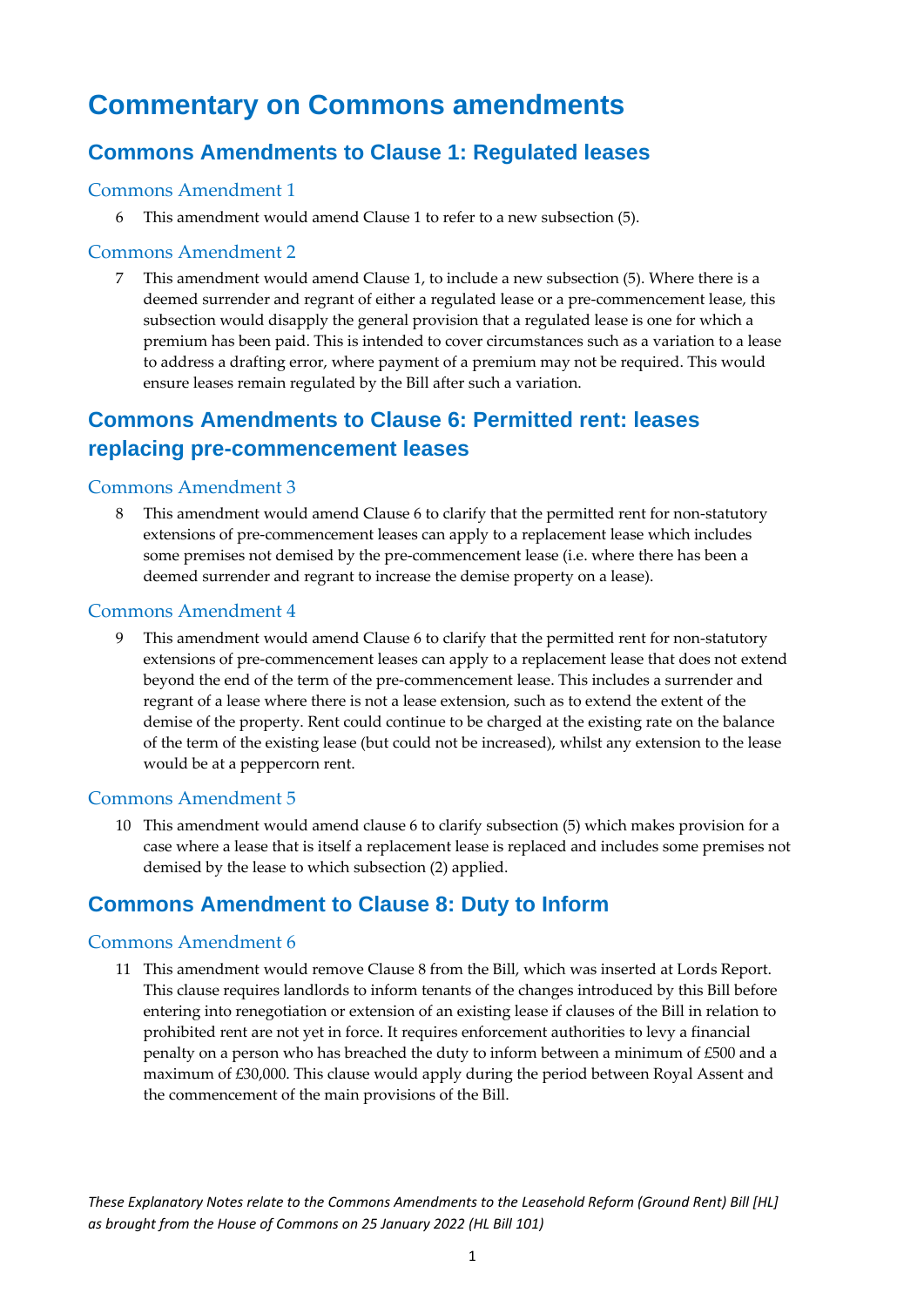# Commentary on Commons amendments

## Commons Amendments to Clause 1: Regulated leases

### Commons Amendment 1

6 This amendment would amend Clause 1 to refer to a new subsection (5).

### Commons Amendment 2

7 This amendment would amend Clause 1, to include a new subsection (5). Where there is a deemed surrender and regrant of either a regulated lease or a pre-commencement lease, this subsection would disapply the general provision that a regulated lease is one for which a premium has been paid. This is intended to cover circumstances such as a variation to a lease to address a drafting error, where payment of a premium may not be required. This would ensure leases remain regulated by the Bill after such a variation.

## Commons Amendments to Clause 6: Permitted rent: leases replacing pre-commencement leases

### Commons Amendment 3

8 This amendment would amend Clause 6 to clarify that the permitted rent for non-statutory extensions of pre-commencement leases can apply to a replacement lease which includes some premises not demised by the pre-commencement lease (i.e. where there has been a deemed surrender and regrant to increase the demise property on a lease).

### Commons Amendment 4

9 This amendment would amend Clause 6 to clarify that the permitted rent for non-statutory extensions of pre-commencement leases can apply to a replacement lease that does not extend beyond the end of the term of the pre-commencement lease. This includes a surrender and regrant of a lease where there is not a lease extension, such as to extend the extent of the demise of the property. Rent could continue to be charged at the existing rate on the balance of the term of the existing lease (but could not be increased), whilst any extension to the lease would be at a peppercorn rent.

### Commons Amendment 5

10 This amendment would amend clause 6 to clarify subsection (5) which makes provision for a case where a lease that is itself a replacement lease is replaced and includes some premises not demised by the lease to which subsection (2) applied.

## Commons Amendment to Clause 8: Duty to Inform

### Commons Amendment 6

11 This amendment would remove Clause 8 from the Bill, which was inserted at Lords Report. This clause requires landlords to inform tenants of the changes introduced by this Bill before entering into renegotiation or extension of an existing lease if clauses of the Bill in relation to prohibited rent are not yet in force. It requires enforcement authorities to levy a financial penalty on a person who has breached the duty to inform between a minimum of £500 and a maximum of £30,000. This clause would apply during the period between Royal Assent and the commencement of the main provisions of the Bill.

*These Explanatory Notes relate to the Commons Amendments to the Leasehold Reform (Ground Rent) Bill [HL] as brought from the House of Commons on 25 January 2022 (HL Bill 101)*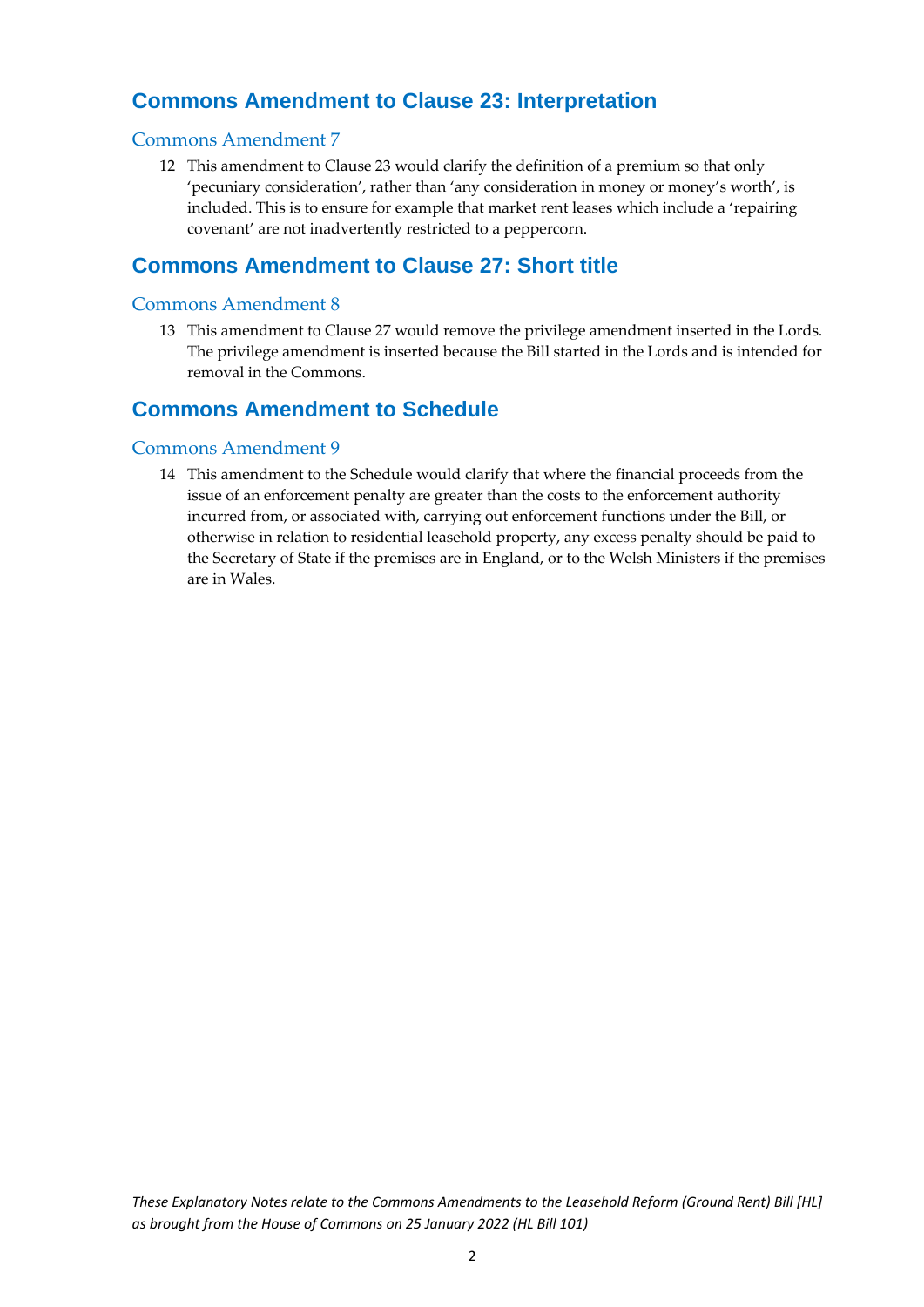## Commons Amendment to Clause 23: Interpretation

### Commons Amendment 7

12 This amendment to Clause 23 would clarify the definition of a premium so that only 'pecuniary consideration', rather than 'any consideration in money or money's worth', is included. This is to ensure for example that market rent leases which include a 'repairing covenant' are not inadvertently restricted to a peppercorn.

## Commons Amendment to Clause 27: Short title

### Commons Amendment 8

13 This amendment to Clause 27 would remove the privilege amendment inserted in the Lords. The privilege amendment is inserted because the Bill started in the Lords and is intended for removal in the Commons.

## Commons Amendment to Schedule

### Commons Amendment 9

14 This amendment to the Schedule would clarify that where the financial proceeds from the issue of an enforcement penalty are greater than the costs to the enforcement authority incurred from, or associated with, carrying out enforcement functions under the Bill, or otherwise in relation to residential leasehold property, any excess penalty should be paid to the Secretary of State if the premises are in England, or to the Welsh Ministers if the premises are in Wales.

*These Explanatory Notes relate to the Commons Amendments to the Leasehold Reform (Ground Rent) Bill [HL] as brought from the House of Commons on 25 January 2022 (HL Bill 101)*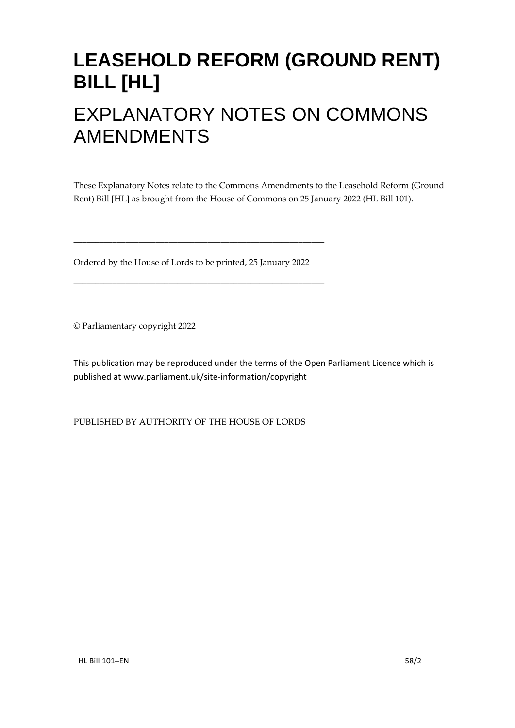# LEASEHOLD REFORM (GROUND RENT) BILL [HL]

# EXPLANATORY NOTES ON COMMONS AMENDMENTS

These Explanatory Notes relate to the Commons Amendments to the Leasehold Reform (Ground Rent) Bill [HL] as brought from the House of Commons on 25 January 2022 (HL Bill 101).

---

Ordered by the House of Lords to be printed, 25 January 2022

---

© Parliamentary copyright 2022

This publication may be reproduced under the terms of the Open Parliament Licence which is published at www.parliament.uk/site-information/copyright

PUBLISHED BY AUTHORITY OF THE HOUSE OF LORDS

HL Bill 101–EN 58/2